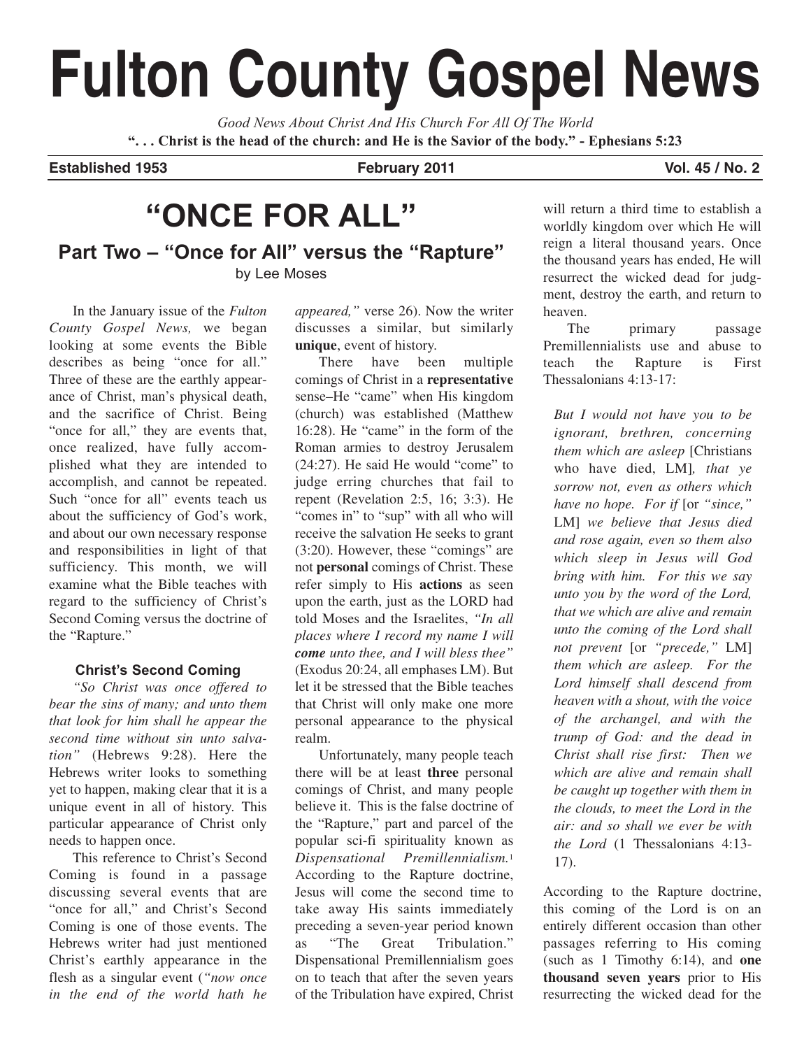# Fulton County Gospel News

*Good News About Christ And His Church For All Of The World*

**". . . Christ is the head of the church: and He is the Savior of the body." - Ephesians 5:23**

**Established 1953** | **February 2011** | **Vol. 45 / No. 2**

# "ONCE FOR ALL"

## Part Two – "Once for All" versus the "Rapture"

by Lee Moses

In the January issue of the *Fulton County Gospel News,* we began looking at some events the Bible describes as being "once for all." Three of these are the earthly appearance of Christ, man's physical death, and the sacrifice of Christ. Being "once for all," they are events that, once realized, have fully accomplished what they are intended to accomplish, and cannot be repeated. Such "once for all" events teach us about the sufficiency of God's work, and about our own necessary response and responsibilities in light of that sufficiency. This month, we will examine what the Bible teaches with regard to the sufficiency of Christ's Second Coming versus the doctrine of the "Rapture."

### Christ's Second Coming

*"So Christ was once offered to bear the sins of many; and unto them that look for him shall he appear the second time without sin unto salvation"* (Hebrews 9:28). Here the Hebrews writer looks to something yet to happen, making clear that it is a unique event in all of history. This particular appearance of Christ only needs to happen once.

This reference to Christ's Second Coming is found in a passage discussing several events that are "once for all," and Christ's Second Coming is one of those events. The Hebrews writer had just mentioned Christ's earthly appearance in the flesh as a singular event (*"now once in the end of the world hath he appeared,"* verse 26). Now the writer discusses a similar, but similarly **unique**, event of history.

There have been multiple comings of Christ in a **representative** sense–He "came" when His kingdom (church) was established (Matthew 16:28). He "came" in the form of the Roman armies to destroy Jerusalem (24:27). He said He would "come" to judge erring churches that fail to repent (Revelation 2:5, 16; 3:3). He "comes in" to "sup" with all who will receive the salvation He seeks to grant (3:20). However, these "comings" are not **personal** comings of Christ. These refer simply to His **actions** as seen upon the earth, just as the LORD had told Moses and the Israelites, *"In all places where I record my name I will **come** unto thee, and I will bless thee"* (Exodus 20:24, all emphases LM). But let it be stressed that the Bible teaches that Christ will only make one more personal appearance to the physical realm.

Unfortunately, many people teach there will be at least **three** personal comings of Christ, and many people believe it. This is the false doctrine of the "Rapture," part and parcel of the popular sci-fi spirituality known as *Dispensational Premillennialism.*[1] According to the Rapture doctrine, Jesus will come the second time to take away His saints immediately preceding a seven-year period known as "The Great Tribulation." Dispensational Premillennialism goes on to teach that after the seven years of the Tribulation have expired, Christ will return a third time to establish a worldly kingdom over which He will reign a literal thousand years. Once the thousand years has ended, He will resurrect the wicked dead for judgment, destroy the earth, and return to heaven.

The primary passage Premillennialists use and abuse to teach the Rapture is First Thessalonians 4:13-17:

> *But I would not have you to be ignorant, brethren, concerning them which are asleep* [Christians who have died, LM]*, that ye sorrow not, even as others which have no hope. For if* [or *"since,"* LM] *we believe that Jesus died and rose again, even so them also which sleep in Jesus will God bring with him. For this we say unto you by the word of the Lord, that we which are alive and remain unto the coming of the Lord shall not prevent* [or *"precede,"* LM] *them which are asleep. For the Lord himself shall descend from heaven with a shout, with the voice of the archangel, and with the trump of God: and the dead in Christ shall rise first: Then we which are alive and remain shall be caught up together with them in the clouds, to meet the Lord in the air: and so shall we ever be with the Lord* (1 Thessalonians 4:13-17).

According to the Rapture doctrine, this coming of the Lord is on an entirely different occasion than other passages referring to His coming (such as 1 Timothy 6:14), and **one thousand seven years** prior to His resurrecting the wicked dead for the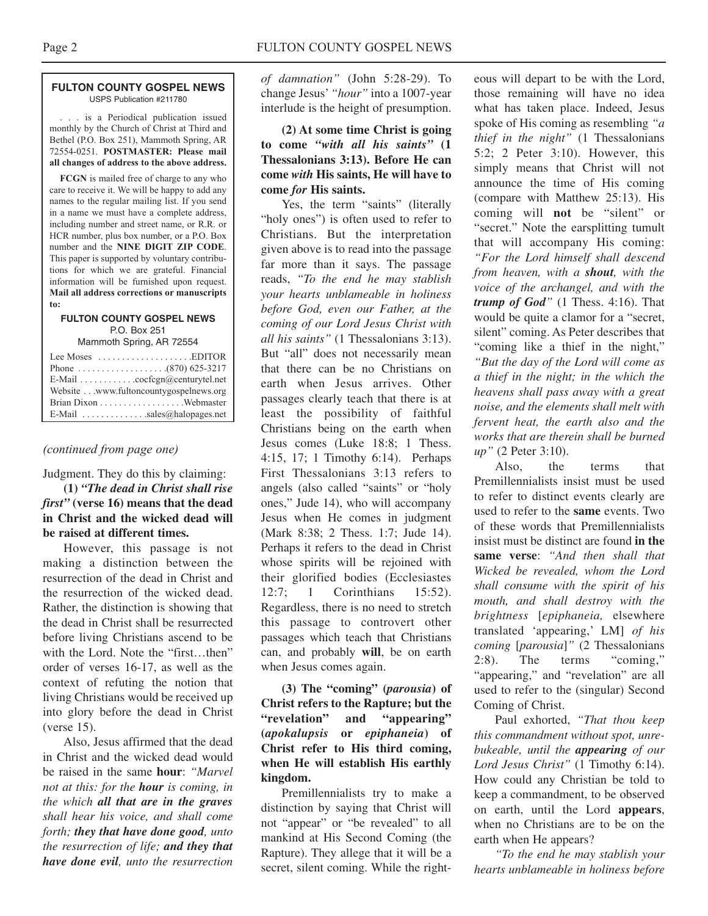**FULTON COUNTY GOSPEL NEWS**
USPS Publication #211780

. . . is a Periodical publication issued monthly by the Church of Christ at Third and Bethel (P.O. Box 251), Mammoth Spring, AR 72554-0251. **POSTMASTER: Please mail all changes of address to the above address.**

**FCGN** is mailed free of charge to any who care to receive it. We will be happy to add any names to the regular mailing list. If you send in a name we must have a complete address, including number and street name, or R.R. or HCR number, plus box number, or a P.O. Box number and the **NINE DIGIT ZIP CODE**. This paper is supported by voluntary contributions for which we are grateful. Financial information will be furnished upon request. **Mail all address corrections or manuscripts to:**

**FULTON COUNTY GOSPEL NEWS**
P.O. Box 251
Mammoth Spring, AR 72554

Lee Moses . . . . . . . . . . . . . . . . . . .EDITOR
Phone . . . . . . . . . . . . . . . . . .(870) 625-3217
E-Mail . . . . . . . . . . . .cocfcgn@centurytel.net
Website . . .www.fultoncountygospelnews.org
Brian Dixon . . . . . . . . . . . . . . . . .Webmaster
E-Mail . . . . . . . . . . . . .sales@halopages.net

*(continued from page one)*

Judgment. They do this by claiming:

**(1)** ***"The dead in Christ shall rise first"*** **(verse 16) means that the dead in Christ and the wicked dead will be raised at different times.**

However, this passage is not making a distinction between the resurrection of the dead in Christ and the resurrection of the wicked dead. Rather, the distinction is showing that the dead in Christ shall be resurrected before living Christians ascend to be with the Lord. Note the "first…then" order of verses 16-17, as well as the context of refuting the notion that living Christians would be received up into glory before the dead in Christ (verse 15).

Also, Jesus affirmed that the dead in Christ and the wicked dead would be raised in the same **hour**: *"Marvel not at this: for the **hour** is coming, in the which **all that are in the graves** shall hear his voice, and shall come forth; **they that have done good**, unto the resurrection of life; **and they that have done evil**, unto the resurrection of damnation"* (John 5:28-29). To change Jesus' *"hour"* into a 1007-year interlude is the height of presumption.

**(2) At some time Christ is going to come *"with all his saints"* (1 Thessalonians 3:13). Before He can come *with* His saints, He will have to come *for* His saints.**

Yes, the term "saints" (literally "holy ones") is often used to refer to Christians. But the interpretation given above is to read into the passage far more than it says. The passage reads, *"To the end he may stablish your hearts unblameable in holiness before God, even our Father, at the coming of our Lord Jesus Christ with all his saints"* (1 Thessalonians 3:13). But "all" does not necessarily mean that there can be no Christians on earth when Jesus arrives. Other passages clearly teach that there is at least the possibility of faithful Christians being on the earth when Jesus comes (Luke 18:8; 1 Thess. 4:15, 17; 1 Timothy 6:14). Perhaps First Thessalonians 3:13 refers to angels (also called "saints" or "holy ones," Jude 14), who will accompany Jesus when He comes in judgment (Mark 8:38; 2 Thess. 1:7; Jude 14). Perhaps it refers to the dead in Christ whose spirits will be rejoined with their glorified bodies (Ecclesiastes 12:7; 1 Corinthians 15:52). Regardless, there is no need to stretch this passage to controvert other passages which teach that Christians can, and probably **will**, be on earth when Jesus comes again.

**(3) The "coming" (*parousia*) of Christ refers to the Rapture; but the "revelation" and "appearing" (*apokalupsis* or *epiphaneia*) of Christ refer to His third coming, when He will establish His earthly kingdom.**

Premillennialists try to make a distinction by saying that Christ will not "appear" or "be revealed" to all mankind at His Second Coming (the Rapture). They allege that it will be a secret, silent coming. While the righteous will depart to be with the Lord, those remaining will have no idea what has taken place. Indeed, Jesus spoke of His coming as resembling *"a thief in the night"* (1 Thessalonians 5:2; 2 Peter 3:10). However, this simply means that Christ will not announce the time of His coming (compare with Matthew 25:13). His coming will **not** be "silent" or "secret." Note the earsplitting tumult that will accompany His coming: *"For the Lord himself shall descend from heaven, with a **shout**, with the voice of the archangel, and with the **trump of God**"* (1 Thess. 4:16). That would be quite a clamor for a "secret, silent" coming. As Peter describes that "coming like a thief in the night," *"But the day of the Lord will come as a thief in the night; in the which the heavens shall pass away with a great noise, and the elements shall melt with fervent heat, the earth also and the works that are therein shall be burned up"* (2 Peter 3:10).

Also, the terms that Premillennialists insist must be used to refer to distinct events clearly are used to refer to the **same** events. Two of these words that Premillennialists insist must be distinct are found **in the same verse**: *"And then shall that Wicked be revealed, whom the Lord shall consume with the spirit of his mouth, and shall destroy with the brightness* [*epiphaneia,* elsewhere translated 'appearing,' LM] *of his coming* [*parousia*]*"* (2 Thessalonians 2:8). The terms "coming," "appearing," and "revelation" are all used to refer to the (singular) Second Coming of Christ.

Paul exhorted, *"That thou keep this commandment without spot, unrebukeable, until the **appearing** of our Lord Jesus Christ"* (1 Timothy 6:14). How could any Christian be told to keep a commandment, to be observed on earth, until the Lord **appears**, when no Christians are to be on the earth when He appears?

*"To the end he may stablish your hearts unblameable in holiness before*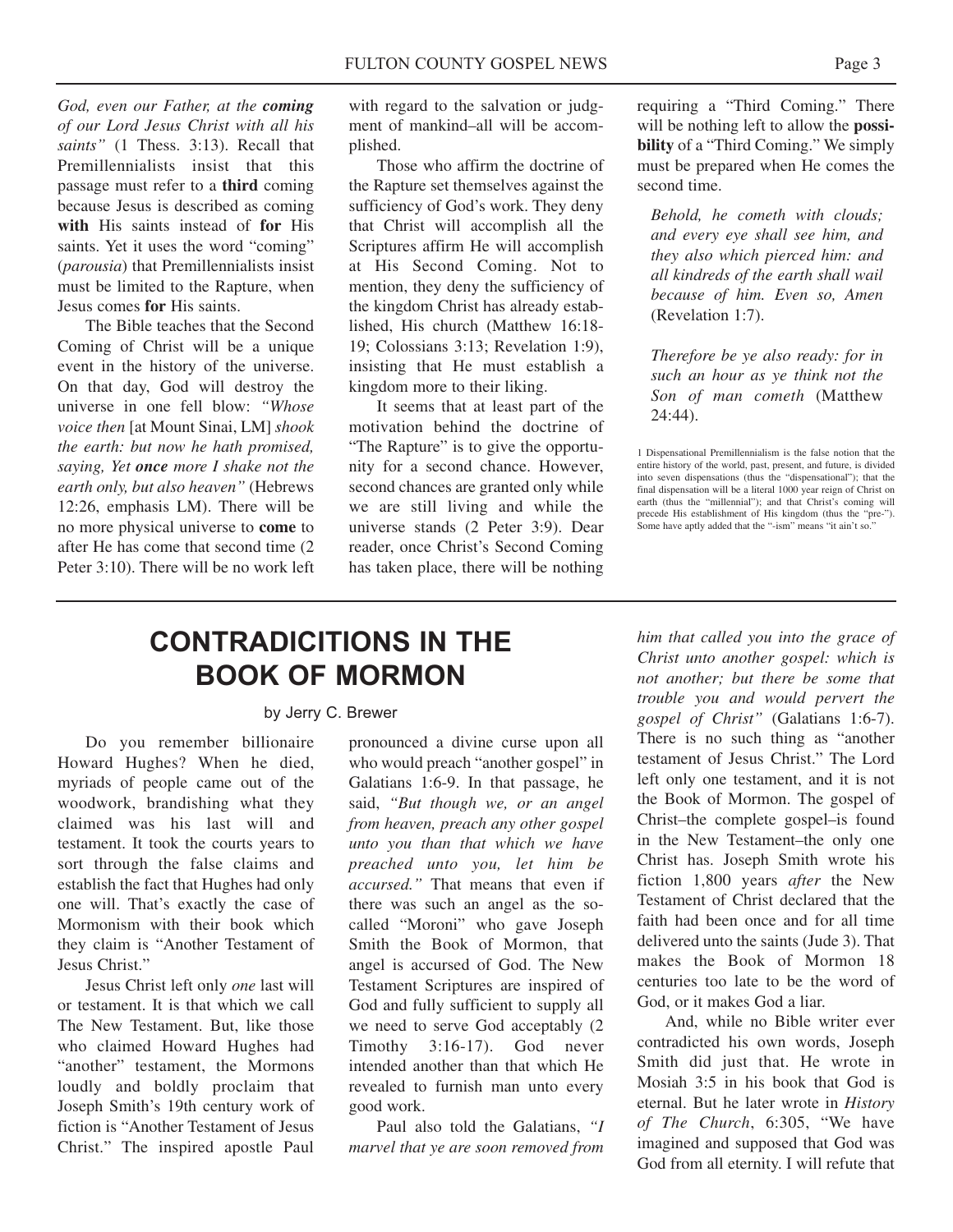*God, even our Father, at the **coming** of our Lord Jesus Christ with all his saints"* (1 Thess. 3:13). Recall that Premillennialists insist that this passage must refer to a **third** coming because Jesus is described as coming **with** His saints instead of **for** His saints. Yet it uses the word "coming" (*parousia*) that Premillennialists insist must be limited to the Rapture, when Jesus comes **for** His saints.

The Bible teaches that the Second Coming of Christ will be a unique event in the history of the universe. On that day, God will destroy the universe in one fell blow: *"Whose voice then* [at Mount Sinai, LM] *shook the earth: but now he hath promised, saying, Yet **once** more I shake not the earth only, but also heaven"* (Hebrews 12:26, emphasis LM). There will be no more physical universe to **come** to after He has come that second time (2 Peter 3:10). There will be no work left with regard to the salvation or judgment of mankind–all will be accomplished.

Those who affirm the doctrine of the Rapture set themselves against the sufficiency of God's work. They deny that Christ will accomplish all the Scriptures affirm He will accomplish at His Second Coming. Not to mention, they deny the sufficiency of the kingdom Christ has already established, His church (Matthew 16:18-19; Colossians 3:13; Revelation 1:9), insisting that He must establish a kingdom more to their liking.

It seems that at least part of the motivation behind the doctrine of "The Rapture" is to give the opportunity for a second chance. However, second chances are granted only while we are still living and while the universe stands (2 Peter 3:9). Dear reader, once Christ's Second Coming has taken place, there will be nothing requiring a "Third Coming." There will be nothing left to allow the **possibility** of a "Third Coming." We simply must be prepared when He comes the second time.

> *Behold, he cometh with clouds; and every eye shall see him, and they also which pierced him: and all kindreds of the earth shall wail because of him. Even so, Amen* (Revelation 1:7).

> *Therefore be ye also ready: for in such an hour as ye think not the Son of man cometh* (Matthew 24:44).

1 Dispensational Premillennialism is the false notion that the entire history of the world, past, present, and future, is divided into seven dispensations (thus the "dispensational"); that the final dispensation will be a literal 1000 year reign of Christ on earth (thus the "millennial"); and that Christ's coming will precede His establishment of His kingdom (thus the "pre-"). Some have aptly added that the "-ism" means "it ain't so."

# CONTRADICITIONS IN THE BOOK OF MORMON

by Jerry C. Brewer

Do you remember billionaire Howard Hughes? When he died, myriads of people came out of the woodwork, brandishing what they claimed was his last will and testament. It took the courts years to sort through the false claims and establish the fact that Hughes had only one will. That's exactly the case of Mormonism with their book which they claim is "Another Testament of Jesus Christ."

Jesus Christ left only *one* last will or testament. It is that which we call The New Testament. But, like those who claimed Howard Hughes had "another" testament, the Mormons loudly and boldly proclaim that Joseph Smith's 19th century work of fiction is "Another Testament of Jesus Christ." The inspired apostle Paul pronounced a divine curse upon all who would preach "another gospel" in Galatians 1:6-9. In that passage, he said, *"But though we, or an angel from heaven, preach any other gospel unto you than that which we have preached unto you, let him be accursed."* That means that even if there was such an angel as the so-called "Moroni" who gave Joseph Smith the Book of Mormon, that angel is accursed of God. The New Testament Scriptures are inspired of God and fully sufficient to supply all we need to serve God acceptably (2 Timothy 3:16-17). God never intended another than that which He revealed to furnish man unto every good work.

Paul also told the Galatians, *"I marvel that ye are soon removed from him that called you into the grace of Christ unto another gospel: which is not another; but there be some that trouble you and would pervert the gospel of Christ"* (Galatians 1:6-7). There is no such thing as "another testament of Jesus Christ." The Lord left only one testament, and it is not the Book of Mormon. The gospel of Christ–the complete gospel–is found in the New Testament–the only one Christ has. Joseph Smith wrote his fiction 1,800 years *after* the New Testament of Christ declared that the faith had been once and for all time delivered unto the saints (Jude 3). That makes the Book of Mormon 18 centuries too late to be the word of God, or it makes God a liar.

And, while no Bible writer ever contradicted his own words, Joseph Smith did just that. He wrote in Mosiah 3:5 in his book that God is eternal. But he later wrote in *History of The Church*, 6:305, "We have imagined and supposed that God was God from all eternity. I will refute that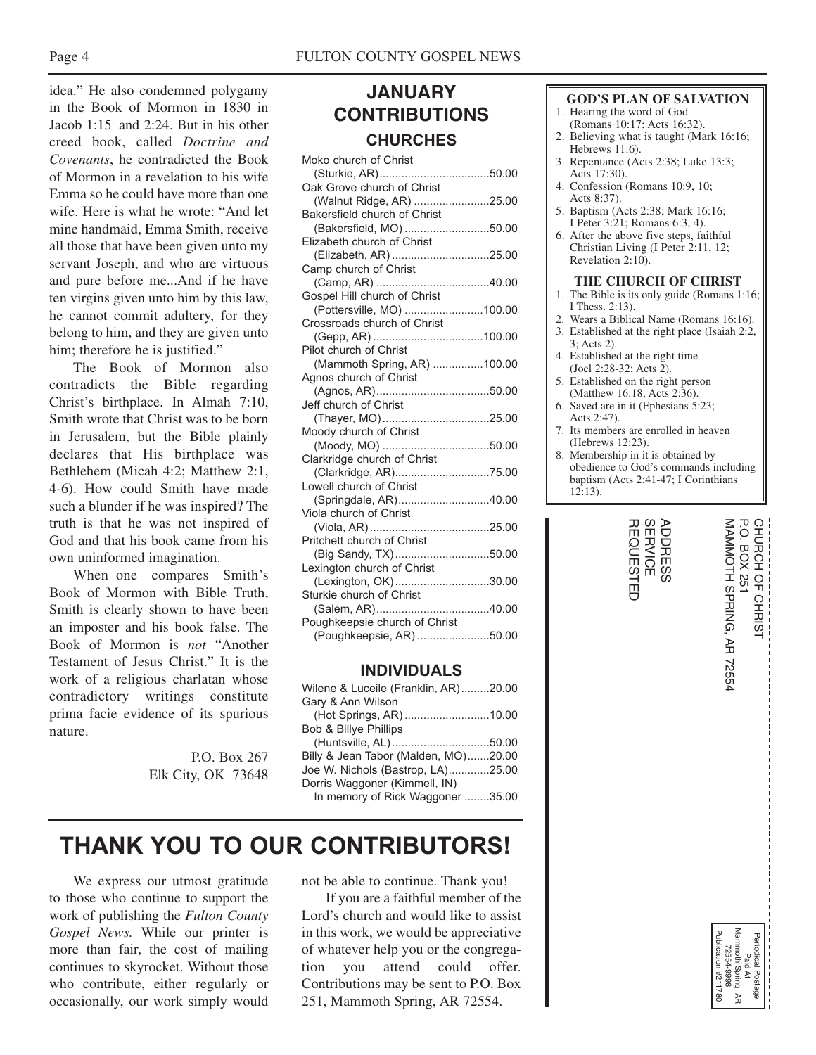idea." He also condemned polygamy in the Book of Mormon in 1830 in Jacob 1:15 and 2:24. But in his other creed book, called *Doctrine and Covenants*, he contradicted the Book of Mormon in a revelation to his wife Emma so he could have more than one wife. Here is what he wrote: "And let mine handmaid, Emma Smith, receive all those that have been given unto my servant Joseph, and who are virtuous and pure before me...And if he have ten virgins given unto him by this law, he cannot commit adultery, for they belong to him, and they are given unto him; therefore he is justified."

The Book of Mormon also contradicts the Bible regarding Christ's birthplace. In Almah 7:10, Smith wrote that Christ was to be born in Jerusalem, but the Bible plainly declares that His birthplace was Bethlehem (Micah 4:2; Matthew 2:1, 4-6). How could Smith have made such a blunder if he was inspired? The truth is that he was not inspired of God and that his book came from his own uninformed imagination.

When one compares Smith's Book of Mormon with Bible Truth, Smith is clearly shown to have been an imposter and his book false. The Book of Mormon is *not* "Another Testament of Jesus Christ." It is the work of a religious charlatan whose contradictory writings constitute prima facie evidence of its spurious nature.

P.O. Box 267
Elk City, OK 73648

## JANUARY CONTRIBUTIONS

### CHURCHES

Moko church of Christ (Sturkie, AR) ....50.00
Oak Grove church of Christ (Walnut Ridge, AR) ....25.00
Bakersfield church of Christ (Bakersfield, MO) ....50.00
Elizabeth church of Christ (Elizabeth, AR) ....25.00
Camp church of Christ (Camp, AR) ....40.00
Gospel Hill church of Christ (Pottersville, MO) ....100.00
Crossroads church of Christ (Gepp, AR) ....100.00
Pilot church of Christ (Mammoth Spring, AR) ....100.00
Agnos church of Christ (Agnos, AR) ....50.00
Jeff church of Christ (Thayer, MO) ....25.00
Moody church of Christ (Moody, MO) ....50.00
Clarkridge church of Christ (Clarkridge, AR) ....75.00
Lowell church of Christ (Springdale, AR) ....40.00
Viola church of Christ (Viola, AR) ....25.00
Pritchett church of Christ (Big Sandy, TX) ....50.00
Lexington church of Christ (Lexington, OK) ....30.00
Sturkie church of Christ (Salem, AR) ....40.00
Poughkeepsie church of Christ (Poughkeepsie, AR) ....50.00

### INDIVIDUALS

Wilene & Luceile (Franklin, AR) ....20.00
Gary & Ann Wilson (Hot Springs, AR) ....10.00
Bob & Billye Phillips (Huntsville, AL) ....50.00
Billy & Jean Tabor (Malden, MO) ....20.00
Joe W. Nichols (Bastrop, LA) ....25.00
Dorris Waggoner (Kimmell, IN) In memory of Rick Waggoner ....35.00

### GOD'S PLAN OF SALVATION

1. Hearing the word of God (Romans 10:17; Acts 16:32).
2. Believing what is taught (Mark 16:16; Hebrews 11:6).
3. Repentance (Acts 2:38; Luke 13:3; Acts 17:30).
4. Confession (Romans 10:9, 10; Acts 8:37).
5. Baptism (Acts 2:38; Mark 16:16; I Peter 3:21; Romans 6:3, 4).
6. After the above five steps, faithful Christian Living (I Peter 2:11, 12; Revelation 2:10).

### THE CHURCH OF CHRIST

1. The Bible is its only guide (Romans 1:16; I Thess. 2:13).
2. Wears a Biblical Name (Romans 16:16).
3. Established at the right place (Isaiah 2:2, 3; Acts 2).
4. Established at the right time (Joel 2:28-32; Acts 2).
5. Established on the right person (Matthew 16:18; Acts 2:36).
6. Saved are in it (Ephesians 5:23; Acts 2:47).
7. Its members are enrolled in heaven (Hebrews 12:23).
8. Membership in it is obtained by obedience to God's commands including baptism (Acts 2:41-47; I Corinthians 12:13).

CHURCH OF CHRIST
P.O. BOX 251
MAMMOTH SPRING, AR 72554

ADDRESS
SERVICE
REQUESTED

Periodical Postage
Paid At
Mammoth Spring, AR
72554-9998
Publication #211780

## THANK YOU TO OUR CONTRIBUTORS!

We express our utmost gratitude to those who continue to support the work of publishing the *Fulton County Gospel News.* While our printer is more than fair, the cost of mailing continues to skyrocket. Without those who contribute, either regularly or occasionally, our work simply would not be able to continue. Thank you!

If you are a faithful member of the Lord's church and would like to assist in this work, we would be appreciative of whatever help you or the congregation you attend could offer. Contributions may be sent to P.O. Box 251, Mammoth Spring, AR 72554.